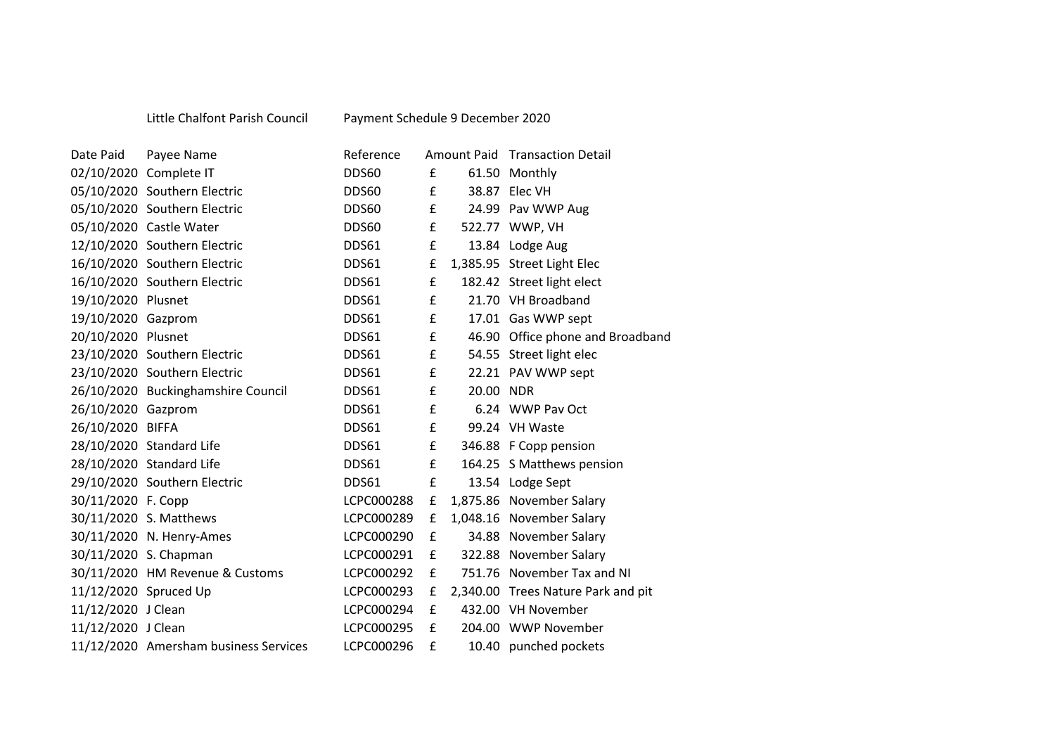Little Chalfont Parish Council Payment Schedule 9 December 2020

| Date Paid | Payee Name | Reference | Amount Paid | | Transaction Detail |
|---|---|---|---|---|---|
| 02/10/2020 | Complete IT | DDS60 | £ | 61.50 | Monthly |
| 05/10/2020 | Southern Electric | DDS60 | £ | 38.87 | Elec VH |
| 05/10/2020 | Southern Electric | DDS60 | £ | 24.99 | Pav WWP Aug |
| 05/10/2020 | Castle Water | DDS60 | £ | 522.77 | WWP, VH |
| 12/10/2020 | Southern Electric | DDS61 | £ | 13.84 | Lodge Aug |
| 16/10/2020 | Southern Electric | DDS61 | £ | 1,385.95 | Street Light Elec |
| 16/10/2020 | Southern Electric | DDS61 | £ | 182.42 | Street light elect |
| 19/10/2020 | Plusnet | DDS61 | £ | 21.70 | VH Broadband |
| 19/10/2020 | Gazprom | DDS61 | £ | 17.01 | Gas WWP sept |
| 20/10/2020 | Plusnet | DDS61 | £ | 46.90 | Office phone and Broadband |
| 23/10/2020 | Southern Electric | DDS61 | £ | 54.55 | Street light elec |
| 23/10/2020 | Southern Electric | DDS61 | £ | 22.21 | PAV WWP sept |
| 26/10/2020 | Buckinghamshire Council | DDS61 | £ | 20.00 | NDR |
| 26/10/2020 | Gazprom | DDS61 | £ | 6.24 | WWP Pav Oct |
| 26/10/2020 | BIFFA | DDS61 | £ | 99.24 | VH Waste |
| 28/10/2020 | Standard Life | DDS61 | £ | 346.88 | F Copp pension |
| 28/10/2020 | Standard Life | DDS61 | £ | 164.25 | S Matthews pension |
| 29/10/2020 | Southern Electric | DDS61 | £ | 13.54 | Lodge Sept |
| 30/11/2020 | F. Copp | LCPC000288 | £ | 1,875.86 | November Salary |
| 30/11/2020 | S. Matthews | LCPC000289 | £ | 1,048.16 | November Salary |
| 30/11/2020 | N. Henry-Ames | LCPC000290 | £ | 34.88 | November Salary |
| 30/11/2020 | S. Chapman | LCPC000291 | £ | 322.88 | November Salary |
| 30/11/2020 | HM Revenue & Customs | LCPC000292 | £ | 751.76 | November Tax and NI |
| 11/12/2020 | Spruced Up | LCPC000293 | £ | 2,340.00 | Trees Nature Park and pit |
| 11/12/2020 | J Clean | LCPC000294 | £ | 432.00 | VH November |
| 11/12/2020 | J Clean | LCPC000295 | £ | 204.00 | WWP November |
| 11/12/2020 | Amersham business Services | LCPC000296 | £ | 10.40 | punched pockets |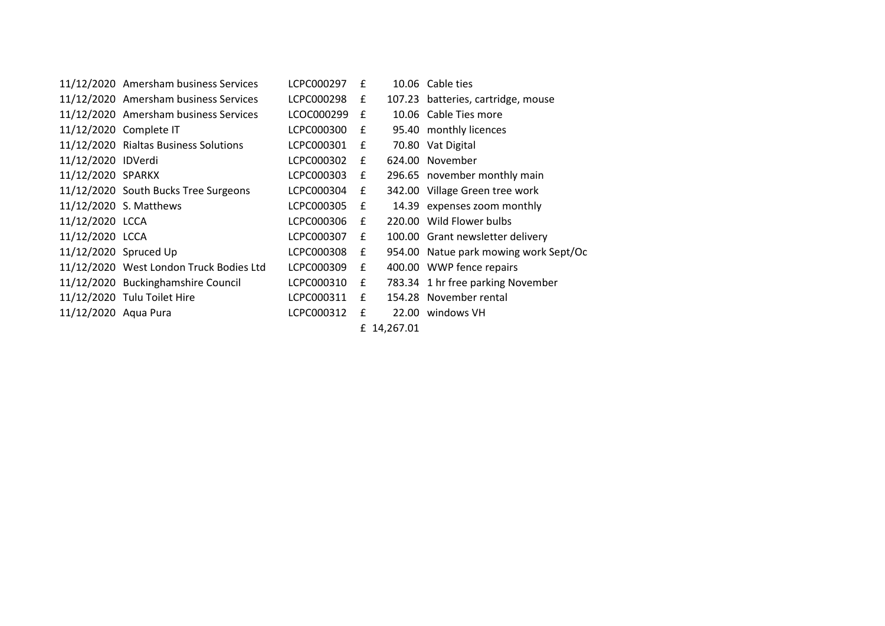| | | | | | |
|---|---|---|---|---|---|
| 11/12/2020 | Amersham business Services | LCPC000297 | £ | 10.06 | Cable ties |
| 11/12/2020 | Amersham business Services | LCPC000298 | £ | 107.23 | batteries, cartridge, mouse |
| 11/12/2020 | Amersham business Services | LCOC000299 | £ | 10.06 | Cable Ties more |
| 11/12/2020 | Complete IT | LCPC000300 | £ | 95.40 | monthly licences |
| 11/12/2020 | Rialtas Business Solutions | LCPC000301 | £ | 70.80 | Vat Digital |
| 11/12/2020 | IDVerdi | LCPC000302 | £ | 624.00 | November |
| 11/12/2020 | SPARKX | LCPC000303 | £ | 296.65 | november monthly main |
| 11/12/2020 | South Bucks Tree Surgeons | LCPC000304 | £ | 342.00 | Village Green tree work |
| 11/12/2020 | S. Matthews | LCPC000305 | £ | 14.39 | expenses zoom monthly |
| 11/12/2020 | LCCA | LCPC000306 | £ | 220.00 | Wild Flower bulbs |
| 11/12/2020 | LCCA | LCPC000307 | £ | 100.00 | Grant newsletter delivery |
| 11/12/2020 | Spruced Up | LCPC000308 | £ | 954.00 | Natue park mowing work Sept/Oc |
| 11/12/2020 | West London Truck Bodies Ltd | LCPC000309 | £ | 400.00 | WWP fence repairs |
| 11/12/2020 | Buckinghamshire Council | LCPC000310 | £ | 783.34 | 1 hr free parking November |
| 11/12/2020 | Tulu Toilet Hire | LCPC000311 | £ | 154.28 | November rental |
| 11/12/2020 | Aqua Pura | LCPC000312 | £ | 22.00 | windows VH |
| | | | £ | 14,267.01 | |